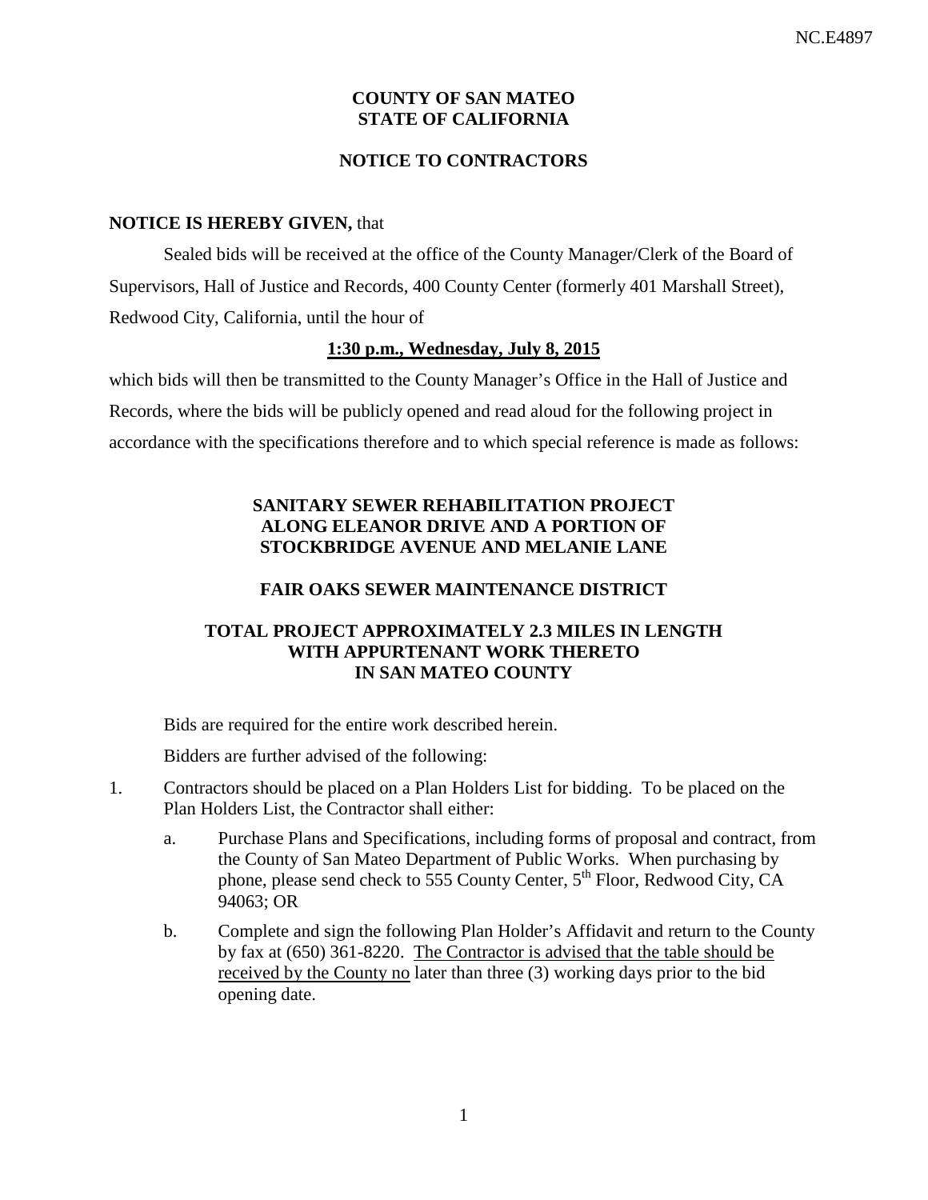# COUNTY OF SAN MATEO
# STATE OF CALIFORNIA

## NOTICE TO CONTRACTORS

**NOTICE IS HEREBY GIVEN,** that

Sealed bids will be received at the office of the County Manager/Clerk of the Board of Supervisors, Hall of Justice and Records, 400 County Center (formerly 401 Marshall Street), Redwood City, California, until the hour of

**1:30 p.m., Wednesday, July 8, 2015**

which bids will then be transmitted to the County Manager's Office in the Hall of Justice and Records, where the bids will be publicly opened and read aloud for the following project in accordance with the specifications therefore and to which special reference is made as follows:

### SANITARY SEWER REHABILITATION PROJECT ALONG ELEANOR DRIVE AND A PORTION OF STOCKBRIDGE AVENUE AND MELANIE LANE

### FAIR OAKS SEWER MAINTENANCE DISTRICT

### TOTAL PROJECT APPROXIMATELY 2.3 MILES IN LENGTH WITH APPURTENANT WORK THERETO IN SAN MATEO COUNTY

Bids are required for the entire work described herein.

Bidders are further advised of the following:

1. Contractors should be placed on a Plan Holders List for bidding. To be placed on the Plan Holders List, the Contractor shall either:

   a. Purchase Plans and Specifications, including forms of proposal and contract, from the County of San Mateo Department of Public Works. When purchasing by phone, please send check to 555 County Center, 5th Floor, Redwood City, CA 94063; OR

   b. Complete and sign the following Plan Holder's Affidavit and return to the County by fax at (650) 361-8220. The Contractor is advised that the table should be received by the County no later than three (3) working days prior to the bid opening date.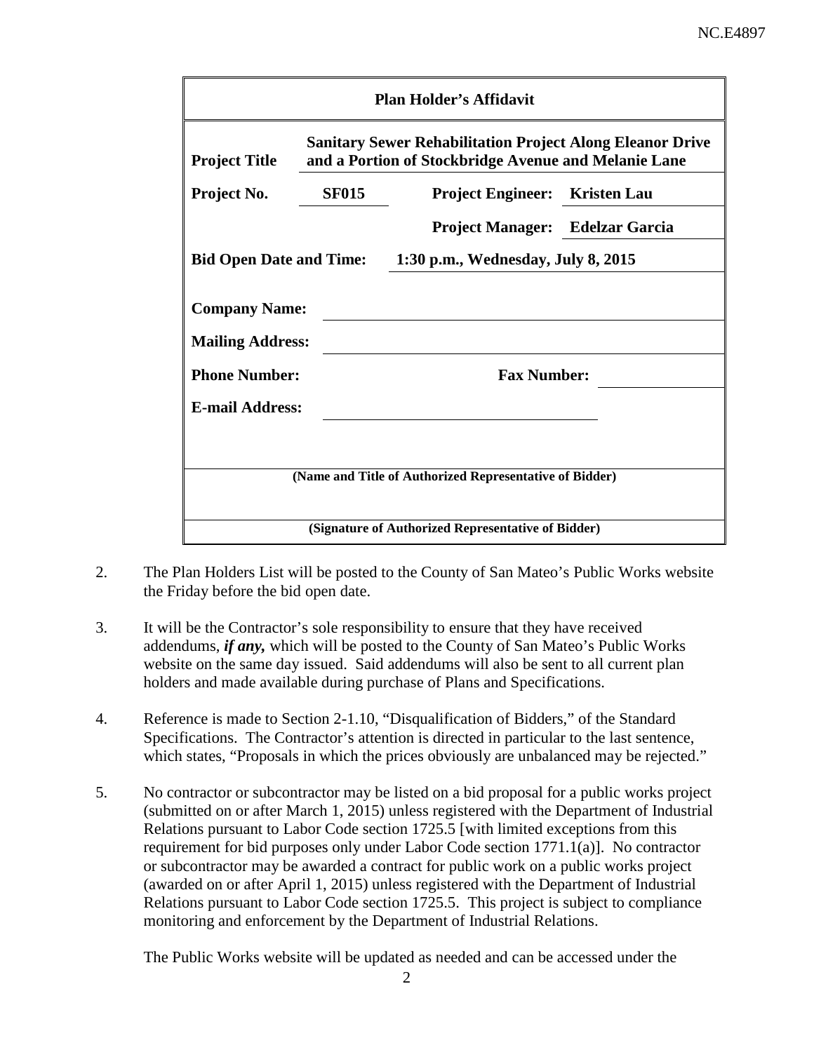## Plan Holder's Affidavit

| | |
|---|---|
| **Project Title** | **Sanitary Sewer Rehabilitation Project Along Eleanor Drive and a Portion of Stockbridge Avenue and Melanie Lane** |
| **Project No.** | **SF015** |
| **Project Engineer:** | **Kristen Lau** |
| **Project Manager:** | **Edelzar Garcia** |
| **Bid Open Date and Time:** | **1:30 p.m., Wednesday, July 8, 2015** |
| **Company Name:** | |
| **Mailing Address:** | |
| **Phone Number:** | |
| **Fax Number:** | |
| **E-mail Address:** | |

______________________________________________

**(Name and Title of Authorized Representative of Bidder)**

______________________________________________

**(Signature of Authorized Representative of Bidder)**

2. The Plan Holders List will be posted to the County of San Mateo's Public Works website the Friday before the bid open date.

3. It will be the Contractor's sole responsibility to ensure that they have received addendums, ***if any,*** which will be posted to the County of San Mateo's Public Works website on the same day issued. Said addendums will also be sent to all current plan holders and made available during purchase of Plans and Specifications.

4. Reference is made to Section 2-1.10, "Disqualification of Bidders," of the Standard Specifications. The Contractor's attention is directed in particular to the last sentence, which states, "Proposals in which the prices obviously are unbalanced may be rejected."

5. No contractor or subcontractor may be listed on a bid proposal for a public works project (submitted on or after March 1, 2015) unless registered with the Department of Industrial Relations pursuant to Labor Code section 1725.5 [with limited exceptions from this requirement for bid purposes only under Labor Code section 1771.1(a)]. No contractor or subcontractor may be awarded a contract for public work on a public works project (awarded on or after April 1, 2015) unless registered with the Department of Industrial Relations pursuant to Labor Code section 1725.5. This project is subject to compliance monitoring and enforcement by the Department of Industrial Relations.

   The Public Works website will be updated as needed and can be accessed under the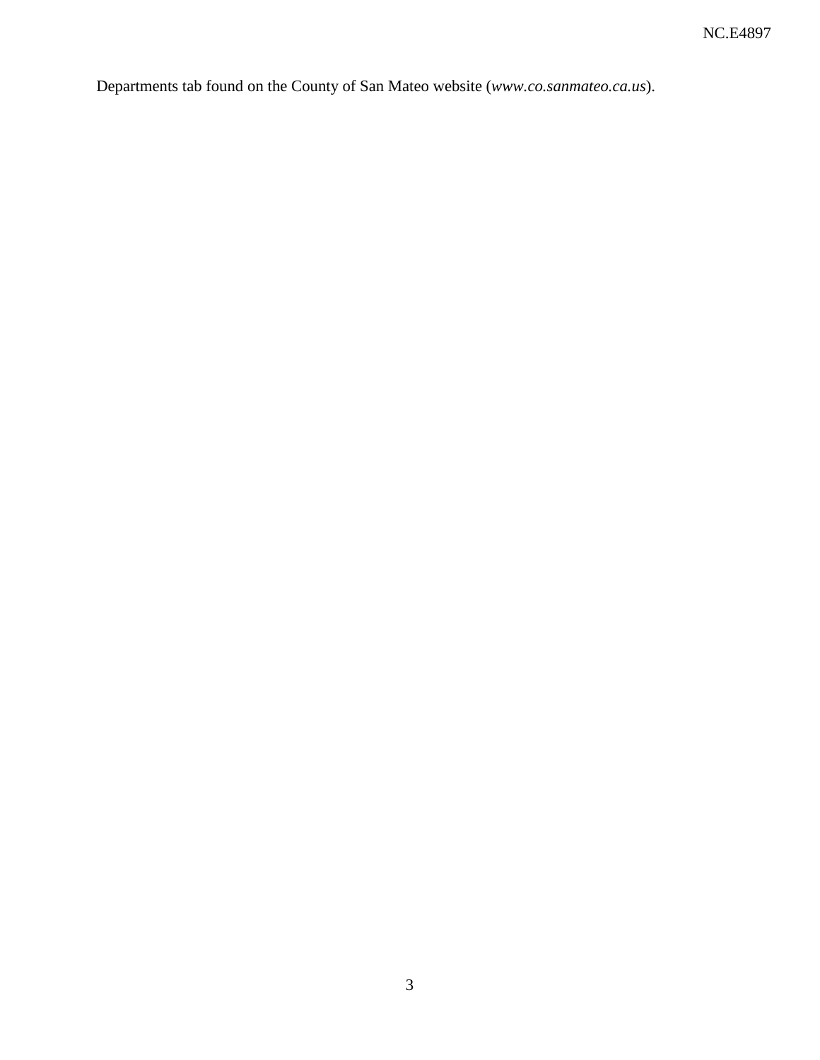Departments tab found on the County of San Mateo website (*www.co.sanmateo.ca.us*).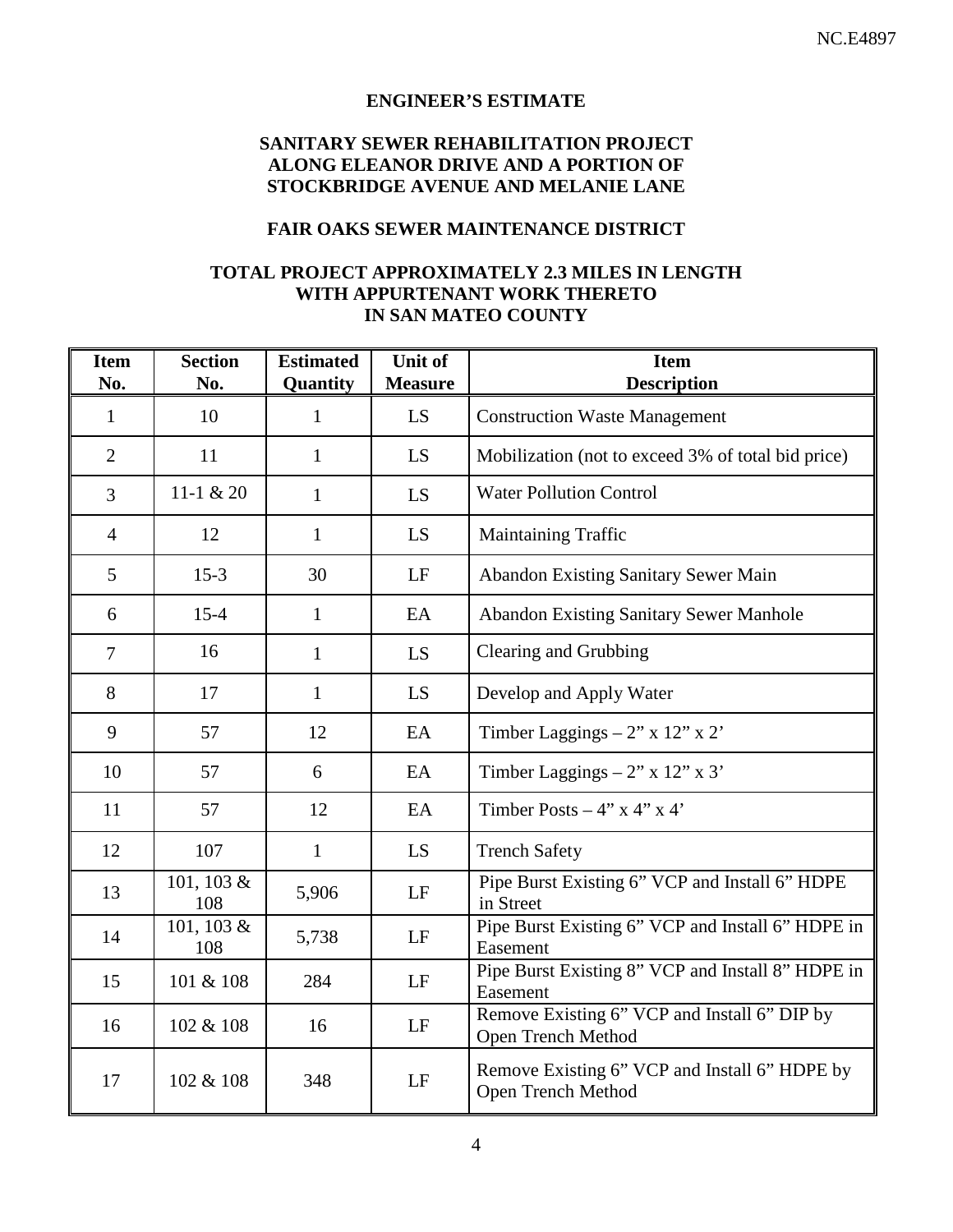NC.E4897

# ENGINEER'S ESTIMATE

## SANITARY SEWER REHABILITATION PROJECT ALONG ELEANOR DRIVE AND A PORTION OF STOCKBRIDGE AVENUE AND MELANIE LANE

## FAIR OAKS SEWER MAINTENANCE DISTRICT

## TOTAL PROJECT APPROXIMATELY 2.3 MILES IN LENGTH WITH APPURTENANT WORK THERETO IN SAN MATEO COUNTY

| Item No. | Section No. | Estimated Quantity | Unit of Measure | Item Description |
|---|---|---|---|---|
| 1 | 10 | 1 | LS | Construction Waste Management |
| 2 | 11 | 1 | LS | Mobilization (not to exceed 3% of total bid price) |
| 3 | 11-1 & 20 | 1 | LS | Water Pollution Control |
| 4 | 12 | 1 | LS | Maintaining Traffic |
| 5 | 15-3 | 30 | LF | Abandon Existing Sanitary Sewer Main |
| 6 | 15-4 | 1 | EA | Abandon Existing Sanitary Sewer Manhole |
| 7 | 16 | 1 | LS | Clearing and Grubbing |
| 8 | 17 | 1 | LS | Develop and Apply Water |
| 9 | 57 | 12 | EA | Timber Laggings – 2" x 12" x 2' |
| 10 | 57 | 6 | EA | Timber Laggings – 2" x 12" x 3' |
| 11 | 57 | 12 | EA | Timber Posts – 4" x 4" x 4' |
| 12 | 107 | 1 | LS | Trench Safety |
| 13 | 101, 103 & 108 | 5,906 | LF | Pipe Burst Existing 6" VCP and Install 6" HDPE in Street |
| 14 | 101, 103 & 108 | 5,738 | LF | Pipe Burst Existing 6" VCP and Install 6" HDPE in Easement |
| 15 | 101 & 108 | 284 | LF | Pipe Burst Existing 8" VCP and Install 8" HDPE in Easement |
| 16 | 102 & 108 | 16 | LF | Remove Existing 6" VCP and Install 6" DIP by Open Trench Method |
| 17 | 102 & 108 | 348 | LF | Remove Existing 6" VCP and Install 6" HDPE by Open Trench Method |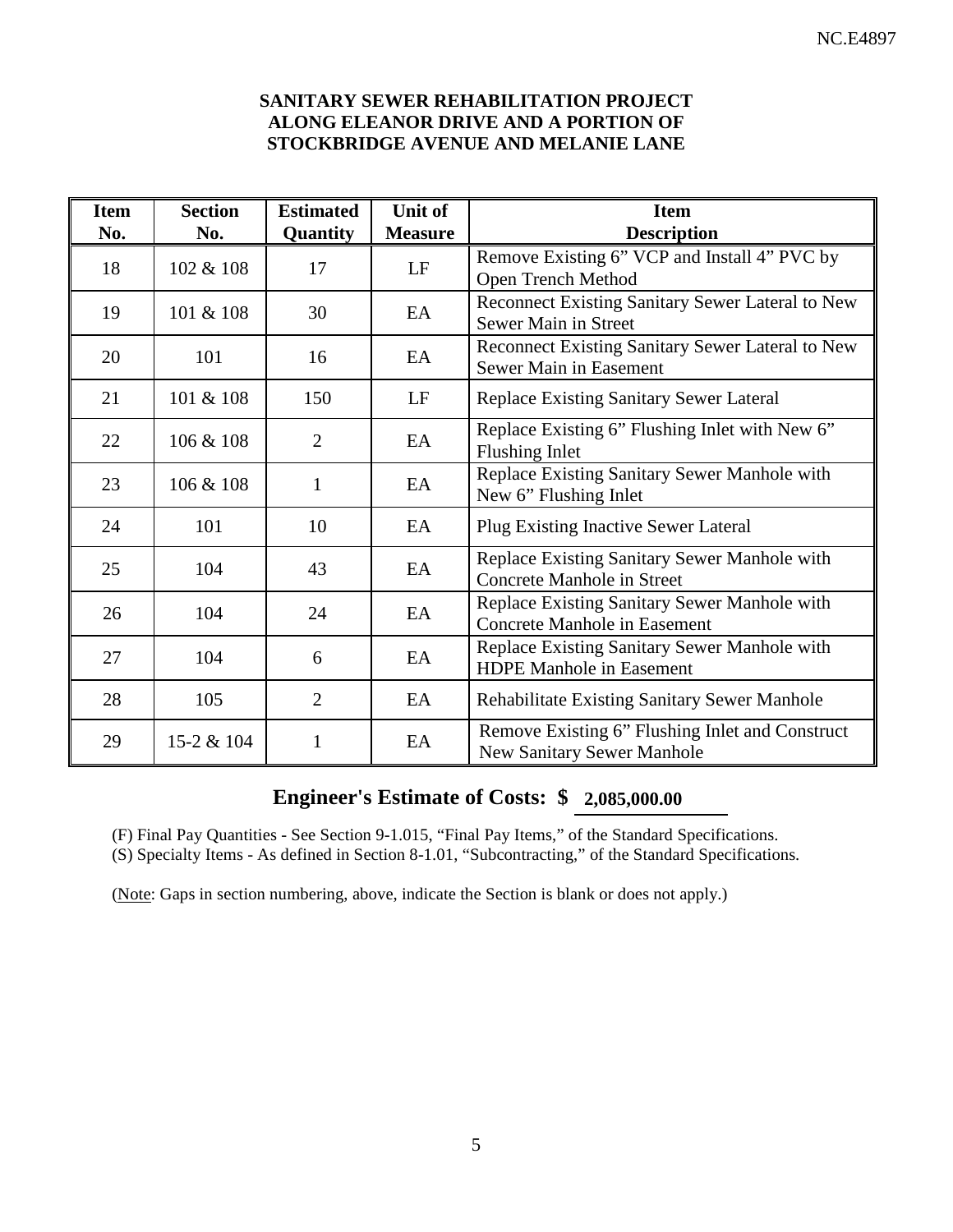**SANITARY SEWER REHABILITATION PROJECT ALONG ELEANOR DRIVE AND A PORTION OF STOCKBRIDGE AVENUE AND MELANIE LANE**

| Item No. | Section No. | Estimated Quantity | Unit of Measure | Item Description |
|---|---|---|---|---|
| 18 | 102 & 108 | 17 | LF | Remove Existing 6" VCP and Install 4" PVC by Open Trench Method |
| 19 | 101 & 108 | 30 | EA | Reconnect Existing Sanitary Sewer Lateral to New Sewer Main in Street |
| 20 | 101 | 16 | EA | Reconnect Existing Sanitary Sewer Lateral to New Sewer Main in Easement |
| 21 | 101 & 108 | 150 | LF | Replace Existing Sanitary Sewer Lateral |
| 22 | 106 & 108 | 2 | EA | Replace Existing 6" Flushing Inlet with New 6" Flushing Inlet |
| 23 | 106 & 108 | 1 | EA | Replace Existing Sanitary Sewer Manhole with New 6" Flushing Inlet |
| 24 | 101 | 10 | EA | Plug Existing Inactive Sewer Lateral |
| 25 | 104 | 43 | EA | Replace Existing Sanitary Sewer Manhole with Concrete Manhole in Street |
| 26 | 104 | 24 | EA | Replace Existing Sanitary Sewer Manhole with Concrete Manhole in Easement |
| 27 | 104 | 6 | EA | Replace Existing Sanitary Sewer Manhole with HDPE Manhole in Easement |
| 28 | 105 | 2 | EA | Rehabilitate Existing Sanitary Sewer Manhole |
| 29 | 15-2 & 104 | 1 | EA | Remove Existing 6" Flushing Inlet and Construct New Sanitary Sewer Manhole |

## Engineer's Estimate of Costs: $ 2,085,000.00

(F) Final Pay Quantities - See Section 9-1.015, "Final Pay Items," of the Standard Specifications.
(S) Specialty Items - As defined in Section 8-1.01, "Subcontracting," of the Standard Specifications.

(Note: Gaps in section numbering, above, indicate the Section is blank or does not apply.)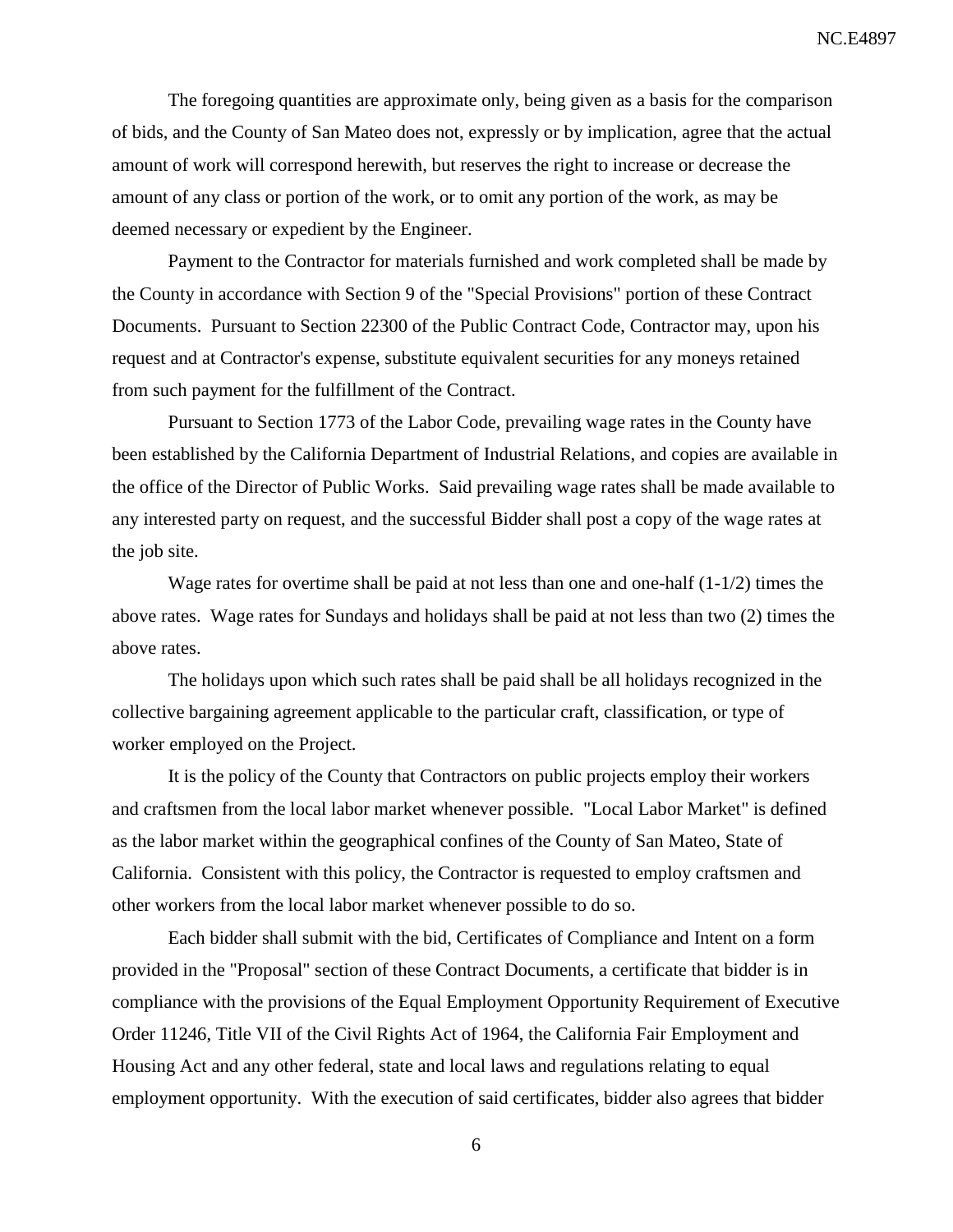The foregoing quantities are approximate only, being given as a basis for the comparison of bids, and the County of San Mateo does not, expressly or by implication, agree that the actual amount of work will correspond herewith, but reserves the right to increase or decrease the amount of any class or portion of the work, or to omit any portion of the work, as may be deemed necessary or expedient by the Engineer.

Payment to the Contractor for materials furnished and work completed shall be made by the County in accordance with Section 9 of the "Special Provisions" portion of these Contract Documents. Pursuant to Section 22300 of the Public Contract Code, Contractor may, upon his request and at Contractor's expense, substitute equivalent securities for any moneys retained from such payment for the fulfillment of the Contract.

Pursuant to Section 1773 of the Labor Code, prevailing wage rates in the County have been established by the California Department of Industrial Relations, and copies are available in the office of the Director of Public Works. Said prevailing wage rates shall be made available to any interested party on request, and the successful Bidder shall post a copy of the wage rates at the job site.

Wage rates for overtime shall be paid at not less than one and one-half (1-1/2) times the above rates. Wage rates for Sundays and holidays shall be paid at not less than two (2) times the above rates.

The holidays upon which such rates shall be paid shall be all holidays recognized in the collective bargaining agreement applicable to the particular craft, classification, or type of worker employed on the Project.

It is the policy of the County that Contractors on public projects employ their workers and craftsmen from the local labor market whenever possible. "Local Labor Market" is defined as the labor market within the geographical confines of the County of San Mateo, State of California. Consistent with this policy, the Contractor is requested to employ craftsmen and other workers from the local labor market whenever possible to do so.

Each bidder shall submit with the bid, Certificates of Compliance and Intent on a form provided in the "Proposal" section of these Contract Documents, a certificate that bidder is in compliance with the provisions of the Equal Employment Opportunity Requirement of Executive Order 11246, Title VII of the Civil Rights Act of 1964, the California Fair Employment and Housing Act and any other federal, state and local laws and regulations relating to equal employment opportunity. With the execution of said certificates, bidder also agrees that bidder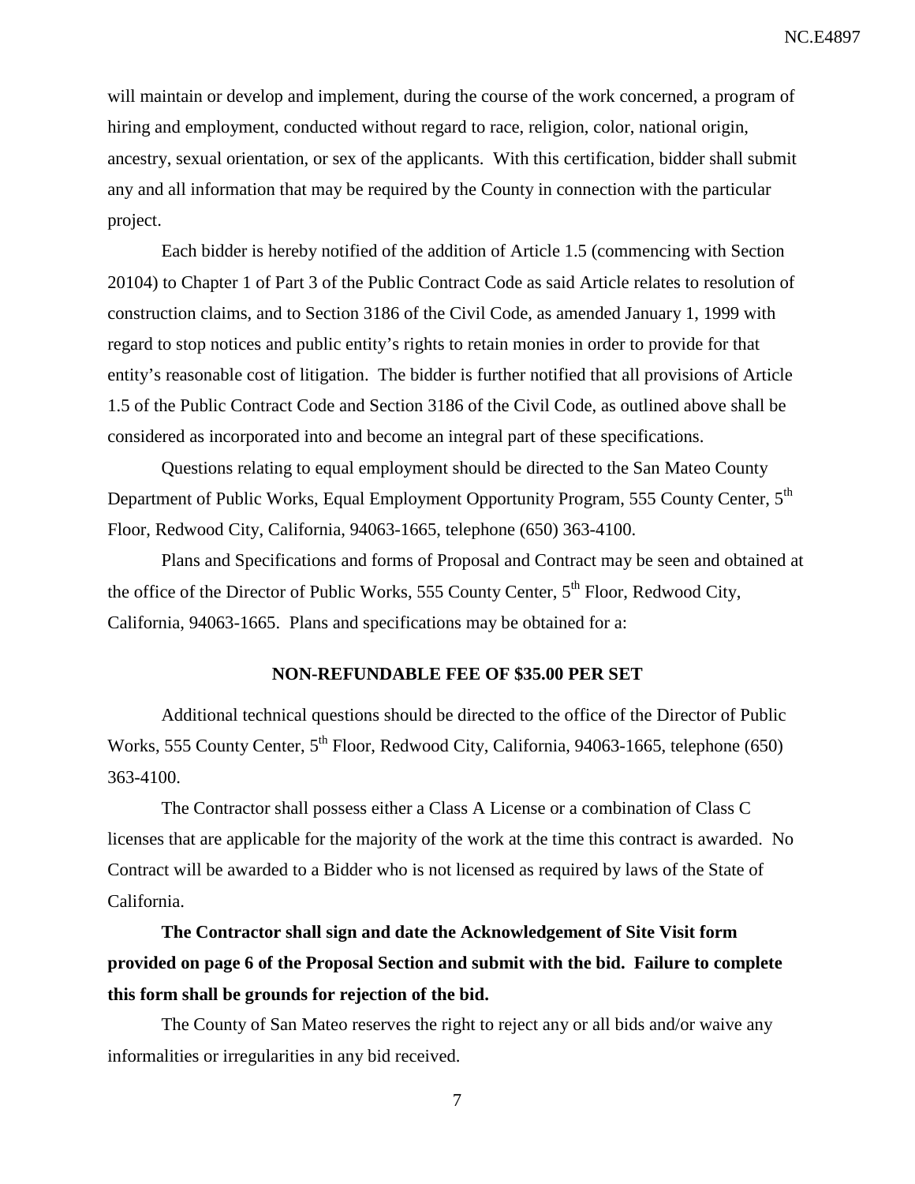will maintain or develop and implement, during the course of the work concerned, a program of hiring and employment, conducted without regard to race, religion, color, national origin, ancestry, sexual orientation, or sex of the applicants. With this certification, bidder shall submit any and all information that may be required by the County in connection with the particular project.

Each bidder is hereby notified of the addition of Article 1.5 (commencing with Section 20104) to Chapter 1 of Part 3 of the Public Contract Code as said Article relates to resolution of construction claims, and to Section 3186 of the Civil Code, as amended January 1, 1999 with regard to stop notices and public entity's rights to retain monies in order to provide for that entity's reasonable cost of litigation. The bidder is further notified that all provisions of Article 1.5 of the Public Contract Code and Section 3186 of the Civil Code, as outlined above shall be considered as incorporated into and become an integral part of these specifications.

Questions relating to equal employment should be directed to the San Mateo County Department of Public Works, Equal Employment Opportunity Program, 555 County Center, 5th Floor, Redwood City, California, 94063-1665, telephone (650) 363-4100.

Plans and Specifications and forms of Proposal and Contract may be seen and obtained at the office of the Director of Public Works, 555 County Center, 5th Floor, Redwood City, California, 94063-1665. Plans and specifications may be obtained for a:

**NON-REFUNDABLE FEE OF $35.00 PER SET**

Additional technical questions should be directed to the office of the Director of Public Works, 555 County Center, 5th Floor, Redwood City, California, 94063-1665, telephone (650) 363-4100.

The Contractor shall possess either a Class A License or a combination of Class C licenses that are applicable for the majority of the work at the time this contract is awarded. No Contract will be awarded to a Bidder who is not licensed as required by laws of the State of California.

**The Contractor shall sign and date the Acknowledgement of Site Visit form provided on page 6 of the Proposal Section and submit with the bid. Failure to complete this form shall be grounds for rejection of the bid.**

The County of San Mateo reserves the right to reject any or all bids and/or waive any informalities or irregularities in any bid received.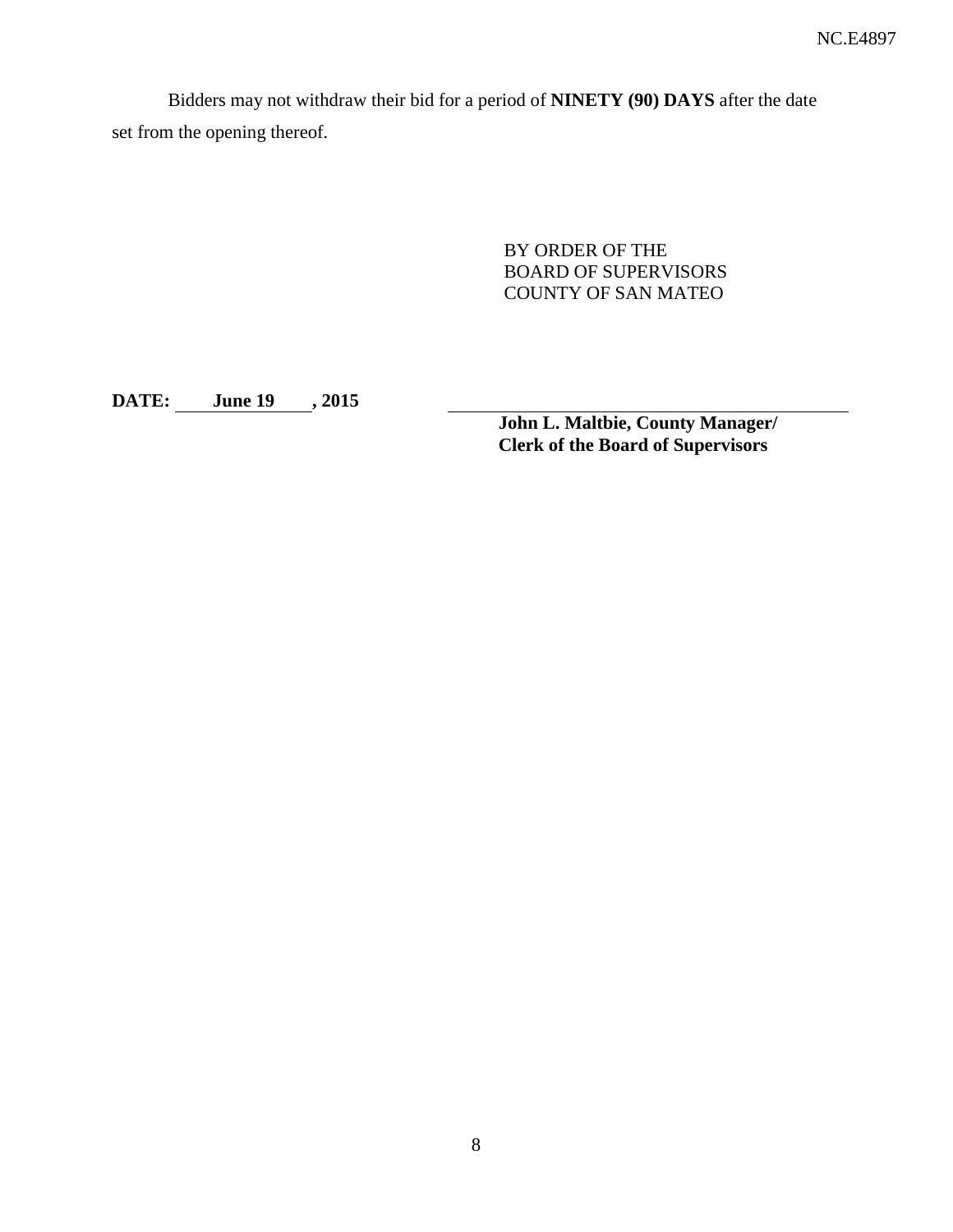Bidders may not withdraw their bid for a period of **NINETY (90) DAYS** after the date set from the opening thereof.

BY ORDER OF THE
BOARD OF SUPERVISORS
COUNTY OF SAN MATEO

**DATE: June 19 , 2015**

**John L. Maltbie, County Manager/**
**Clerk of the Board of Supervisors**